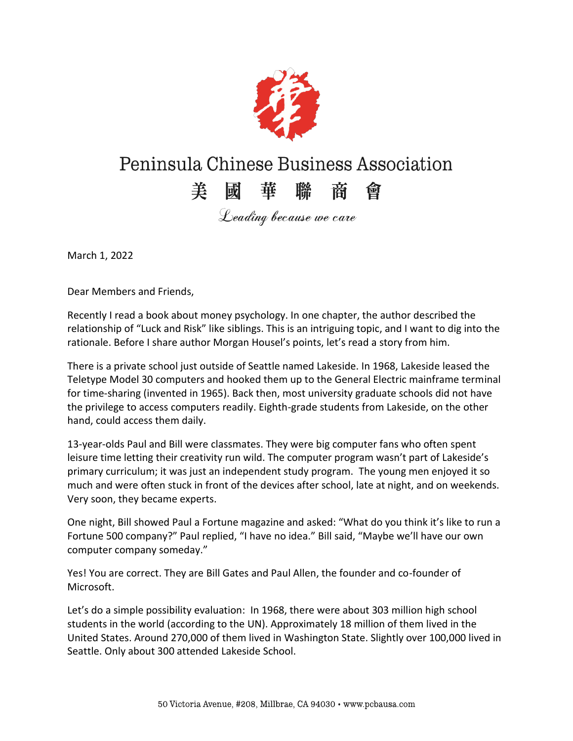# Peninsula Chinese Business Association

## 美 國 華 聯 商 會

*Leading because we care*

March 1, 2022

Dear Members and Friends,

Recently I read a book about money psychology. In one chapter, the author described the relationship of "Luck and Risk" like siblings. This is an intriguing topic, and I want to dig into the rationale. Before I share author Morgan Housel's points, let's read a story from him.

There is a private school just outside of Seattle named Lakeside. In 1968, Lakeside leased the Teletype Model 30 computers and hooked them up to the General Electric mainframe terminal for time-sharing (invented in 1965). Back then, most university graduate schools did not have the privilege to access computers readily. Eighth-grade students from Lakeside, on the other hand, could access them daily.

13-year-olds Paul and Bill were classmates. They were big computer fans who often spent leisure time letting their creativity run wild. The computer program wasn't part of Lakeside's primary curriculum; it was just an independent study program. The young men enjoyed it so much and were often stuck in front of the devices after school, late at night, and on weekends. Very soon, they became experts.

One night, Bill showed Paul a Fortune magazine and asked: "What do you think it's like to run a Fortune 500 company?" Paul replied, "I have no idea." Bill said, "Maybe we'll have our own computer company someday."

Yes! You are correct. They are Bill Gates and Paul Allen, the founder and co-founder of Microsoft.

Let's do a simple possibility evaluation: In 1968, there were about 303 million high school students in the world (according to the UN). Approximately 18 million of them lived in the United States. Around 270,000 of them lived in Washington State. Slightly over 100,000 lived in Seattle. Only about 300 attended Lakeside School.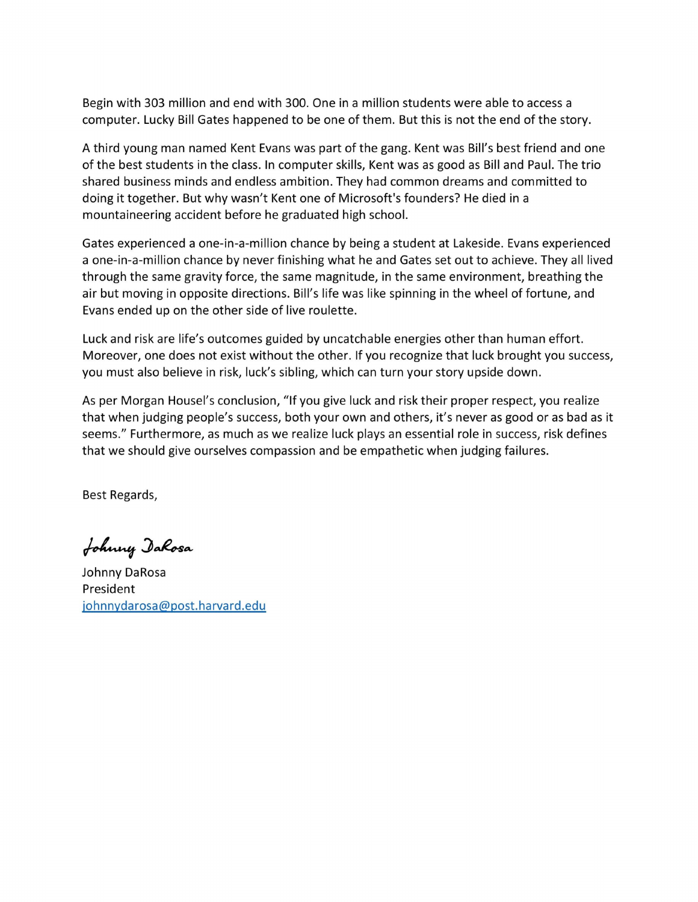Begin with 303 million and end with 300. One in a million students were able to access a computer. Lucky Bill Gates happened to be one of them. But this is not the end of the story.

A third young man named Kent Evans was part of the gang. Kent was Bill's best friend and one of the best students in the class. In computer skills, Kent was as good as Bill and Paul. The trio shared business minds and endless ambition. They had common dreams and committed to doing it together. But why wasn't Kent one of Microsoft's founders? He died in a mountaineering accident before he graduated high school.

Gates experienced a one-in-a-million chance by being a student at Lakeside. Evans experienced a one-in-a-million chance by never finishing what he and Gates set out to achieve. They all lived through the same gravity force, the same magnitude, in the same environment, breathing the air but moving in opposite directions. Bill's life was like spinning in the wheel of fortune, and Evans ended up on the other side of live roulette.

Luck and risk are life's outcomes guided by uncatchable energies other than human effort. Moreover, one does not exist without the other. If you recognize that luck brought you success, you must also believe in risk, luck's sibling, which can turn your story upside down.

As per Morgan Housel's conclusion, "If you give luck and risk their proper respect, you realize that when judging people's success, both your own and others, it's never as good or as bad as it seems." Furthermore, as much as we realize luck plays an essential role in success, risk defines that we should give ourselves compassion and be empathetic when judging failures.

Best Regards,

*Johnny DaRosa*

Johnny DaRosa
President
johnnydarosa@post.harvard.edu